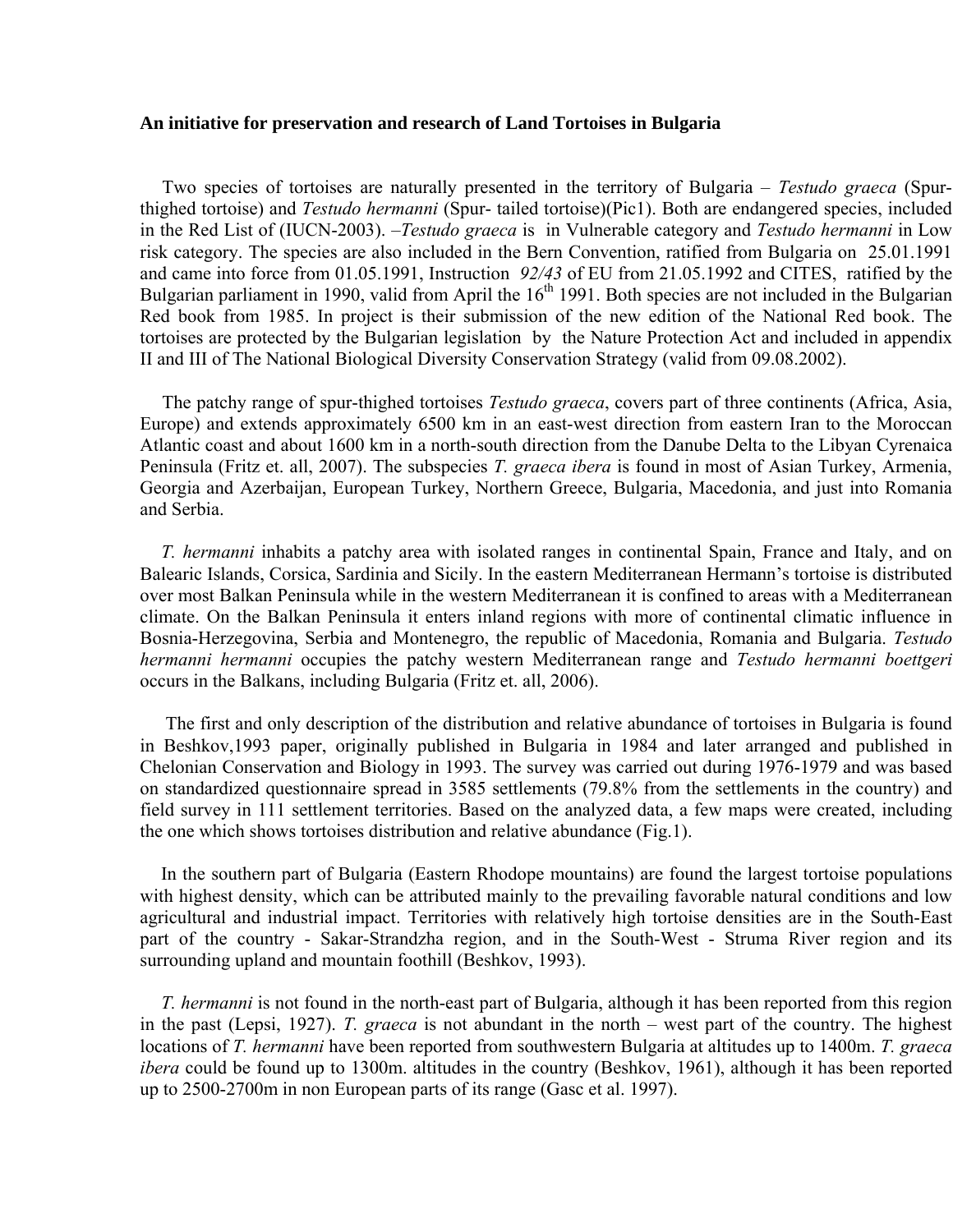**An initiative for preservation and research of Land Tortoises in Bulgaria**

Two species of tortoises are naturally presented in the territory of Bulgaria – *Testudo graeca* (Spur-thighed tortoise) and *Testudo hermanni* (Spur- tailed tortoise)(Pic1). Both are endangered species, included in the Red List of (IUCN-2003). –*Testudo graeca* is in Vulnerable category and *Testudo hermanni* in Low risk category. The species are also included in the Bern Convention, ratified from Bulgaria on 25.01.1991 and came into force from 01.05.1991, Instruction *92/43* of EU from 21.05.1992 and CITES, ratified by the Bulgarian parliament in 1990, valid from April the 16th 1991. Both species are not included in the Bulgarian Red book from 1985. In project is their submission of the new edition of the National Red book. The tortoises are protected by the Bulgarian legislation by the Nature Protection Act and included in appendix II and III of The National Biological Diversity Conservation Strategy (valid from 09.08.2002).

The patchy range of spur-thighed tortoises *Testudo graeca*, covers part of three continents (Africa, Asia, Europe) and extends approximately 6500 km in an east-west direction from eastern Iran to the Moroccan Atlantic coast and about 1600 km in a north-south direction from the Danube Delta to the Libyan Cyrenaica Peninsula (Fritz et. all, 2007). The subspecies *T. graeca ibera* is found in most of Asian Turkey, Armenia, Georgia and Azerbaijan, European Turkey, Northern Greece, Bulgaria, Macedonia, and just into Romania and Serbia.

*T. hermanni* inhabits a patchy area with isolated ranges in continental Spain, France and Italy, and on Balearic Islands, Corsica, Sardinia and Sicily. In the eastern Mediterranean Hermann's tortoise is distributed over most Balkan Peninsula while in the western Mediterranean it is confined to areas with a Mediterranean climate. On the Balkan Peninsula it enters inland regions with more of continental climatic influence in Bosnia-Herzegovina, Serbia and Montenegro, the republic of Macedonia, Romania and Bulgaria. *Testudo hermanni hermanni* occupies the patchy western Mediterranean range and *Testudo hermanni boettgeri* occurs in the Balkans, including Bulgaria (Fritz et. all, 2006).

The first and only description of the distribution and relative abundance of tortoises in Bulgaria is found in Beshkov,1993 paper, originally published in Bulgaria in 1984 and later arranged and published in Chelonian Conservation and Biology in 1993. The survey was carried out during 1976-1979 and was based on standardized questionnaire spread in 3585 settlements (79.8% from the settlements in the country) and field survey in 111 settlement territories. Based on the analyzed data, a few maps were created, including the one which shows tortoises distribution and relative abundance (Fig.1).

In the southern part of Bulgaria (Eastern Rhodope mountains) are found the largest tortoise populations with highest density, which can be attributed mainly to the prevailing favorable natural conditions and low agricultural and industrial impact. Territories with relatively high tortoise densities are in the South-East part of the country - Sakar-Strandzha region, and in the South-West - Struma River region and its surrounding upland and mountain foothill (Beshkov, 1993).

*T. hermanni* is not found in the north-east part of Bulgaria, although it has been reported from this region in the past (Lepsi, 1927). *T. graeca* is not abundant in the north – west part of the country. The highest locations of *T. hermanni* have been reported from southwestern Bulgaria at altitudes up to 1400m. *T. graeca ibera* could be found up to 1300m. altitudes in the country (Beshkov, 1961), although it has been reported up to 2500-2700m in non European parts of its range (Gasc et al. 1997).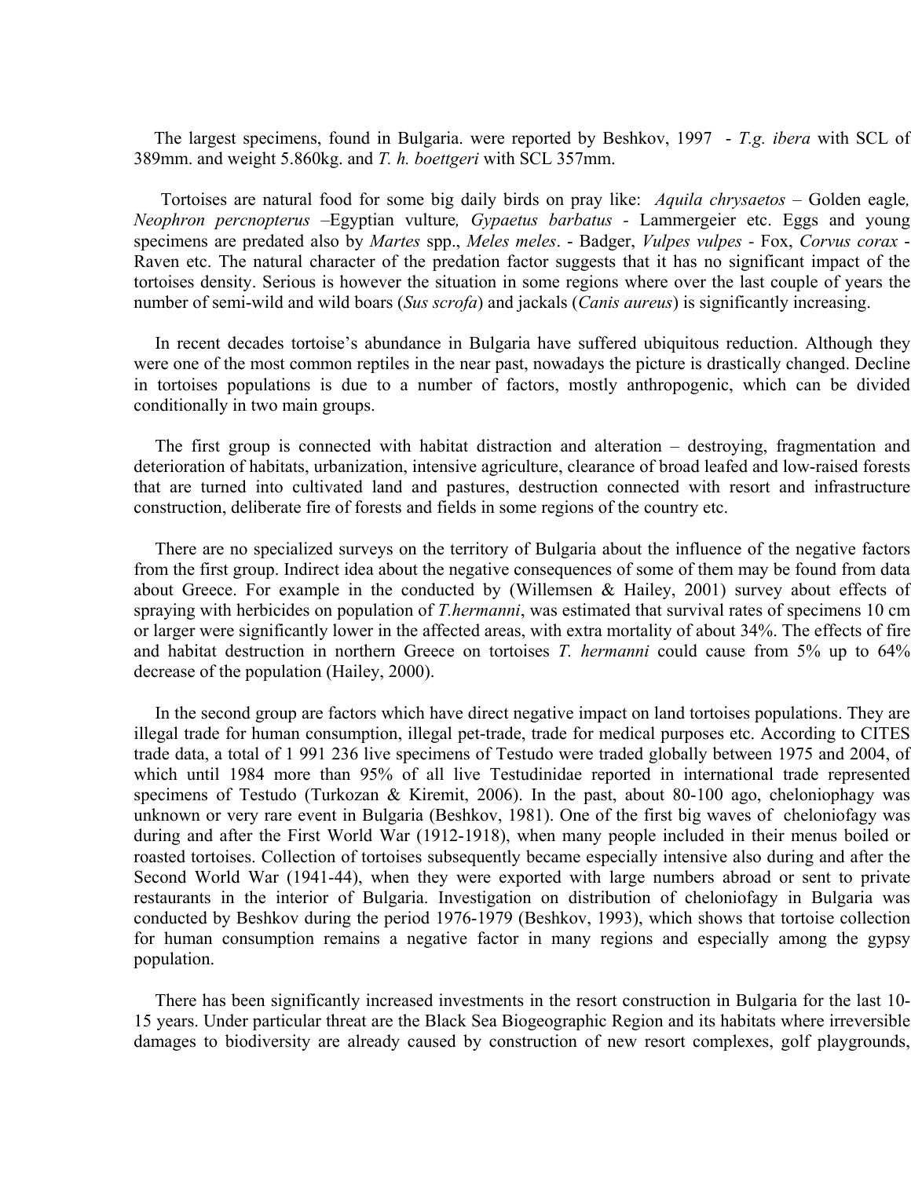The largest specimens, found in Bulgaria. were reported by Beshkov, 1997 - *T.g. ibera* with SCL of 389mm. and weight 5.860kg. and *T. h. boettgeri* with SCL 357mm.

Tortoises are natural food for some big daily birds on pray like: *Aquila chrysaetos* – Golden eagle*, Neophron percnopterus* –Egyptian vulture*, Gypaetus barbatus* - Lammergeier etc. Eggs and young specimens are predated also by *Martes* spp., *Meles meles*. - Badger, *Vulpes vulpes* - Fox, *Corvus corax* - Raven etc. The natural character of the predation factor suggests that it has no significant impact of the tortoises density. Serious is however the situation in some regions where over the last couple of years the number of semi-wild and wild boars (*Sus scrofa*) and jackals (*Canis aureus*) is significantly increasing.

In recent decades tortoise's abundance in Bulgaria have suffered ubiquitous reduction. Although they were one of the most common reptiles in the near past, nowadays the picture is drastically changed. Decline in tortoises populations is due to a number of factors, mostly anthropogenic, which can be divided conditionally in two main groups.

The first group is connected with habitat distraction and alteration – destroying, fragmentation and deterioration of habitats, urbanization, intensive agriculture, clearance of broad leafed and low-raised forests that are turned into cultivated land and pastures, destruction connected with resort and infrastructure construction, deliberate fire of forests and fields in some regions of the country etc.

There are no specialized surveys on the territory of Bulgaria about the influence of the negative factors from the first group. Indirect idea about the negative consequences of some of them may be found from data about Greece. For example in the conducted by (Willemsen & Hailey, 2001) survey about effects of spraying with herbicides on population of *T.hermanni*, was estimated that survival rates of specimens 10 cm or larger were significantly lower in the affected areas, with extra mortality of about 34%. The effects of fire and habitat destruction in northern Greece on tortoises *T. hermanni* could cause from 5% up to 64% decrease of the population (Hailey, 2000).

In the second group are factors which have direct negative impact on land tortoises populations. They are illegal trade for human consumption, illegal pet-trade, trade for medical purposes etc. According to CITES trade data, a total of 1 991 236 live specimens of Testudo were traded globally between 1975 and 2004, of which until 1984 more than 95% of all live Testudinidae reported in international trade represented specimens of Testudo (Turkozan & Kiremit, 2006). In the past, about 80-100 ago, cheloniophagy was unknown or very rare event in Bulgaria (Beshkov, 1981). One of the first big waves of cheloniofagy was during and after the First World War (1912-1918), when many people included in their menus boiled or roasted tortoises. Collection of tortoises subsequently became especially intensive also during and after the Second World War (1941-44), when they were exported with large numbers abroad or sent to private restaurants in the interior of Bulgaria. Investigation on distribution of cheloniofagy in Bulgaria was conducted by Beshkov during the period 1976-1979 (Beshkov, 1993), which shows that tortoise collection for human consumption remains a negative factor in many regions and especially among the gypsy population.

There has been significantly increased investments in the resort construction in Bulgaria for the last 10-15 years. Under particular threat are the Black Sea Biogeographic Region and its habitats where irreversible damages to biodiversity are already caused by construction of new resort complexes, golf playgrounds,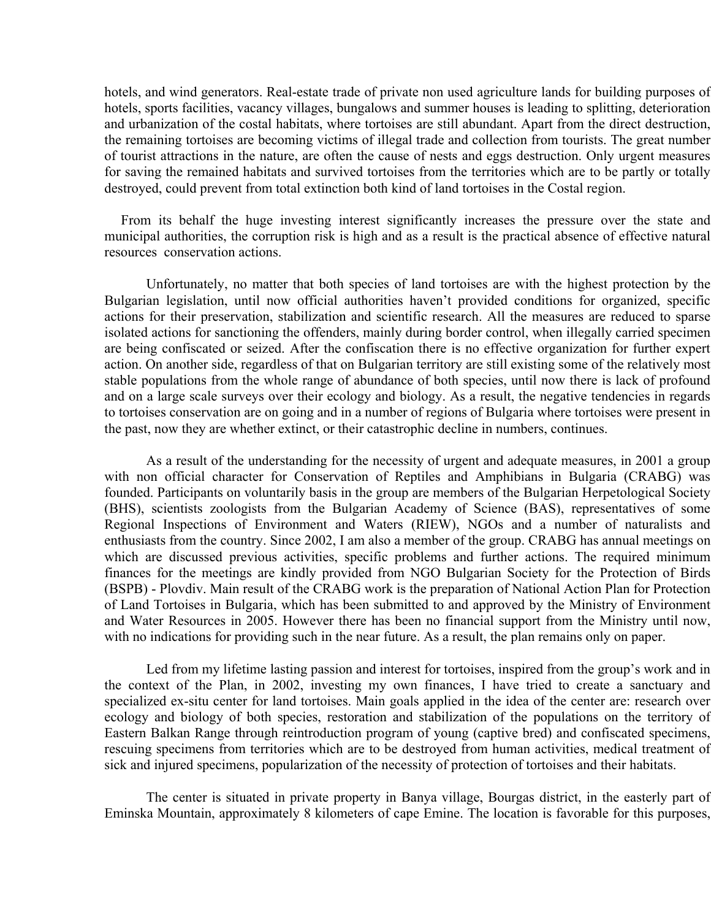hotels, and wind generators. Real-estate trade of private non used agriculture lands for building purposes of hotels, sports facilities, vacancy villages, bungalows and summer houses is leading to splitting, deterioration and urbanization of the costal habitats, where tortoises are still abundant. Apart from the direct destruction, the remaining tortoises are becoming victims of illegal trade and collection from tourists. The great number of tourist attractions in the nature, are often the cause of nests and eggs destruction. Only urgent measures for saving the remained habitats and survived tortoises from the territories which are to be partly or totally destroyed, could prevent from total extinction both kind of land tortoises in the Costal region.

From its behalf the huge investing interest significantly increases the pressure over the state and municipal authorities, the corruption risk is high and as a result is the practical absence of effective natural resources conservation actions.

Unfortunately, no matter that both species of land tortoises are with the highest protection by the Bulgarian legislation, until now official authorities haven't provided conditions for organized, specific actions for their preservation, stabilization and scientific research. All the measures are reduced to sparse isolated actions for sanctioning the offenders, mainly during border control, when illegally carried specimen are being confiscated or seized. After the confiscation there is no effective organization for further expert action. On another side, regardless of that on Bulgarian territory are still existing some of the relatively most stable populations from the whole range of abundance of both species, until now there is lack of profound and on a large scale surveys over their ecology and biology. As a result, the negative tendencies in regards to tortoises conservation are on going and in a number of regions of Bulgaria where tortoises were present in the past, now they are whether extinct, or their catastrophic decline in numbers, continues.

As a result of the understanding for the necessity of urgent and adequate measures, in 2001 a group with non official character for Conservation of Reptiles and Amphibians in Bulgaria (CRABG) was founded. Participants on voluntarily basis in the group are members of the Bulgarian Herpetological Society (BHS), scientists zoologists from the Bulgarian Academy of Science (BAS), representatives of some Regional Inspections of Environment and Waters (RIEW), NGOs and a number of naturalists and enthusiasts from the country. Since 2002, I am also a member of the group. CRABG has annual meetings on which are discussed previous activities, specific problems and further actions. The required minimum finances for the meetings are kindly provided from NGO Bulgarian Society for the Protection of Birds (BSPB) - Plovdiv. Main result of the CRABG work is the preparation of National Action Plan for Protection of Land Tortoises in Bulgaria, which has been submitted to and approved by the Ministry of Environment and Water Resources in 2005. However there has been no financial support from the Ministry until now, with no indications for providing such in the near future. As a result, the plan remains only on paper.

Led from my lifetime lasting passion and interest for tortoises, inspired from the group's work and in the context of the Plan, in 2002, investing my own finances, I have tried to create a sanctuary and specialized ex-situ center for land tortoises. Main goals applied in the idea of the center are: research over ecology and biology of both species, restoration and stabilization of the populations on the territory of Eastern Balkan Range through reintroduction program of young (captive bred) and confiscated specimens, rescuing specimens from territories which are to be destroyed from human activities, medical treatment of sick and injured specimens, popularization of the necessity of protection of tortoises and their habitats.

The center is situated in private property in Banya village, Bourgas district, in the easterly part of Eminska Mountain, approximately 8 kilometers of cape Emine. The location is favorable for this purposes,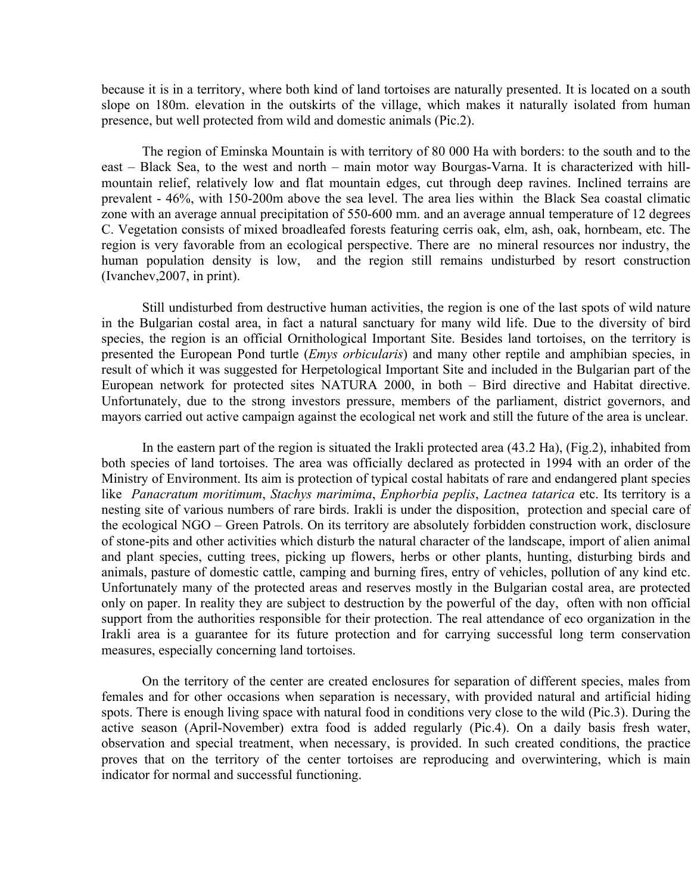because it is in a territory, where both kind of land tortoises are naturally presented. It is located on a south slope on 180m. elevation in the outskirts of the village, which makes it naturally isolated from human presence, but well protected from wild and domestic animals (Pic.2).

The region of Eminska Mountain is with territory of 80 000 Ha with borders: to the south and to the east – Black Sea, to the west and north – main motor way Bourgas-Varna. It is characterized with hill-mountain relief, relatively low and flat mountain edges, cut through deep ravines. Inclined terrains are prevalent - 46%, with 150-200m above the sea level. The area lies within the Black Sea coastal climatic zone with an average annual precipitation of 550-600 mm. and an average annual temperature of 12 degrees C. Vegetation consists of mixed broadleafed forests featuring cerris oak, elm, ash, oak, hornbeam, etc. The region is very favorable from an ecological perspective. There are no mineral resources nor industry, the human population density is low, and the region still remains undisturbed by resort construction (Ivanchev,2007, in print).

Still undisturbed from destructive human activities, the region is one of the last spots of wild nature in the Bulgarian costal area, in fact a natural sanctuary for many wild life. Due to the diversity of bird species, the region is an official Ornithological Important Site. Besides land tortoises, on the territory is presented the European Pond turtle (*Emys orbicularis*) and many other reptile and amphibian species, in result of which it was suggested for Herpetological Important Site and included in the Bulgarian part of the European network for protected sites NATURA 2000, in both – Bird directive and Habitat directive. Unfortunately, due to the strong investors pressure, members of the parliament, district governors, and mayors carried out active campaign against the ecological net work and still the future of the area is unclear.

In the eastern part of the region is situated the Irakli protected area (43.2 Ha), (Fig.2), inhabited from both species of land tortoises. The area was officially declared as protected in 1994 with an order of the Ministry of Environment. Its aim is protection of typical costal habitats of rare and endangered plant species like *Panacratum moritimum*, *Stachys marimima*, *Enphorbia peplis*, *Lactnea tatarica* etc. Its territory is a nesting site of various numbers of rare birds. Irakli is under the disposition, protection and special care of the ecological NGO – Green Patrols. On its territory are absolutely forbidden construction work, disclosure of stone-pits and other activities which disturb the natural character of the landscape, import of alien animal and plant species, cutting trees, picking up flowers, herbs or other plants, hunting, disturbing birds and animals, pasture of domestic cattle, camping and burning fires, entry of vehicles, pollution of any kind etc. Unfortunately many of the protected areas and reserves mostly in the Bulgarian costal area, are protected only on paper. In reality they are subject to destruction by the powerful of the day, often with non official support from the authorities responsible for their protection. The real attendance of eco organization in the Irakli area is a guarantee for its future protection and for carrying successful long term conservation measures, especially concerning land tortoises.

On the territory of the center are created enclosures for separation of different species, males from females and for other occasions when separation is necessary, with provided natural and artificial hiding spots. There is enough living space with natural food in conditions very close to the wild (Pic.3). During the active season (April-November) extra food is added regularly (Pic.4). On a daily basis fresh water, observation and special treatment, when necessary, is provided. In such created conditions, the practice proves that on the territory of the center tortoises are reproducing and overwintering, which is main indicator for normal and successful functioning.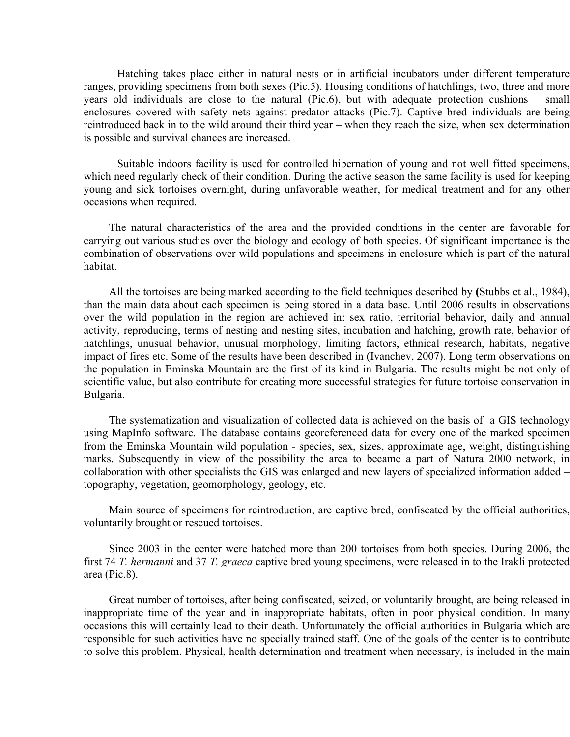Hatching takes place either in natural nests or in artificial incubators under different temperature ranges, providing specimens from both sexes (Pic.5). Housing conditions of hatchlings, two, three and more years old individuals are close to the natural (Pic.6), but with adequate protection cushions – small enclosures covered with safety nets against predator attacks (Pic.7). Captive bred individuals are being reintroduced back in to the wild around their third year – when they reach the size, when sex determination is possible and survival chances are increased.

Suitable indoors facility is used for controlled hibernation of young and not well fitted specimens, which need regularly check of their condition. During the active season the same facility is used for keeping young and sick tortoises overnight, during unfavorable weather, for medical treatment and for any other occasions when required.

The natural characteristics of the area and the provided conditions in the center are favorable for carrying out various studies over the biology and ecology of both species. Of significant importance is the combination of observations over wild populations and specimens in enclosure which is part of the natural habitat.

All the tortoises are being marked according to the field techniques described by **(**Stubbs et al., 1984), than the main data about each specimen is being stored in a data base. Until 2006 results in observations over the wild population in the region are achieved in: sex ratio, territorial behavior, daily and annual activity, reproducing, terms of nesting and nesting sites, incubation and hatching, growth rate, behavior of hatchlings, unusual behavior, unusual morphology, limiting factors, ethnical research, habitats, negative impact of fires etc. Some of the results have been described in (Ivanchev, 2007). Long term observations on the population in Eminska Mountain are the first of its kind in Bulgaria. The results might be not only of scientific value, but also contribute for creating more successful strategies for future tortoise conservation in Bulgaria.

The systematization and visualization of collected data is achieved on the basis of a GIS technology using MapInfo software. The database contains georeferenced data for every one of the marked specimen from the Eminska Mountain wild population - species, sex, sizes, approximate age, weight, distinguishing marks. Subsequently in view of the possibility the area to became a part of Natura 2000 network, in collaboration with other specialists the GIS was enlarged and new layers of specialized information added – topography, vegetation, geomorphology, geology, etc.

Main source of specimens for reintroduction, are captive bred, confiscated by the official authorities, voluntarily brought or rescued tortoises.

Since 2003 in the center were hatched more than 200 tortoises from both species. During 2006, the first 74 *T. hermanni* and 37 *T. graeca* captive bred young specimens, were released in to the Irakli protected area (Pic.8).

Great number of tortoises, after being confiscated, seized, or voluntarily brought, are being released in inappropriate time of the year and in inappropriate habitats, often in poor physical condition. In many occasions this will certainly lead to their death. Unfortunately the official authorities in Bulgaria which are responsible for such activities have no specially trained staff. One of the goals of the center is to contribute to solve this problem. Physical, health determination and treatment when necessary, is included in the main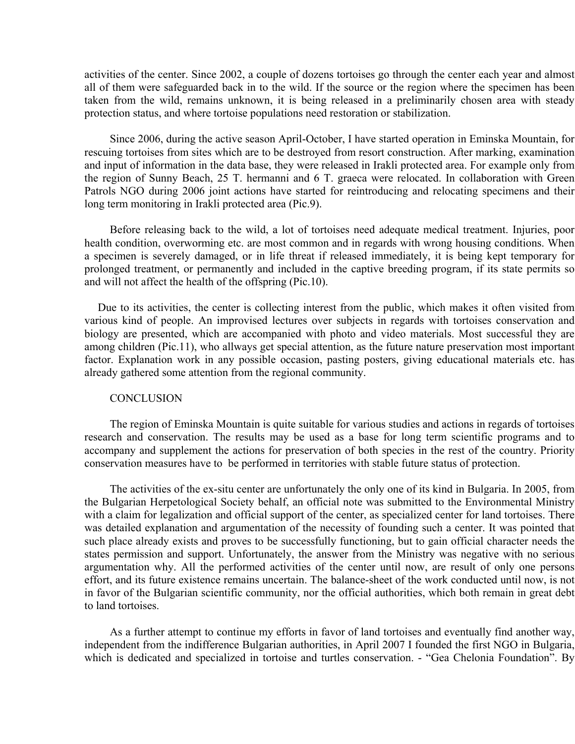activities of the center. Since 2002, a couple of dozens tortoises go through the center each year and almost all of them were safeguarded back in to the wild. If the source or the region where the specimen has been taken from the wild, remains unknown, it is being released in a preliminarily chosen area with steady protection status, and where tortoise populations need restoration or stabilization.

Since 2006, during the active season April-October, I have started operation in Eminska Mountain, for rescuing tortoises from sites which are to be destroyed from resort construction. After marking, examination and input of information in the data base, they were released in Irakli protected area. For example only from the region of Sunny Beach, 25 T. hermanni and 6 T. graeca were relocated. In collaboration with Green Patrols NGO during 2006 joint actions have started for reintroducing and relocating specimens and their long term monitoring in Irakli protected area (Pic.9).

Before releasing back to the wild, a lot of tortoises need adequate medical treatment. Injuries, poor health condition, overworming etc. are most common and in regards with wrong housing conditions. When a specimen is severely damaged, or in life threat if released immediately, it is being kept temporary for prolonged treatment, or permanently and included in the captive breeding program, if its state permits so and will not affect the health of the offspring (Pic.10).

Due to its activities, the center is collecting interest from the public, which makes it often visited from various kind of people. An improvised lectures over subjects in regards with tortoises conservation and biology are presented, which are accompanied with photo and video materials. Most successful they are among children (Pic.11), who allways get special attention, as the future nature preservation most important factor. Explanation work in any possible occasion, pasting posters, giving educational materials etc. has already gathered some attention from the regional community.

## CONCLUSION

The region of Eminska Mountain is quite suitable for various studies and actions in regards of tortoises research and conservation. The results may be used as a base for long term scientific programs and to accompany and supplement the actions for preservation of both species in the rest of the country. Priority conservation measures have to be performed in territories with stable future status of protection.

The activities of the ex-situ center are unfortunately the only one of its kind in Bulgaria. In 2005, from the Bulgarian Herpetological Society behalf, an official note was submitted to the Environmental Ministry with a claim for legalization and official support of the center, as specialized center for land tortoises. There was detailed explanation and argumentation of the necessity of founding such a center. It was pointed that such place already exists and proves to be successfully functioning, but to gain official character needs the states permission and support. Unfortunately, the answer from the Ministry was negative with no serious argumentation why. All the performed activities of the center until now, are result of only one persons effort, and its future existence remains uncertain. The balance-sheet of the work conducted until now, is not in favor of the Bulgarian scientific community, nor the official authorities, which both remain in great debt to land tortoises.

As a further attempt to continue my efforts in favor of land tortoises and eventually find another way, independent from the indifference Bulgarian authorities, in April 2007 I founded the first NGO in Bulgaria, which is dedicated and specialized in tortoise and turtles conservation. - "Gea Chelonia Foundation". By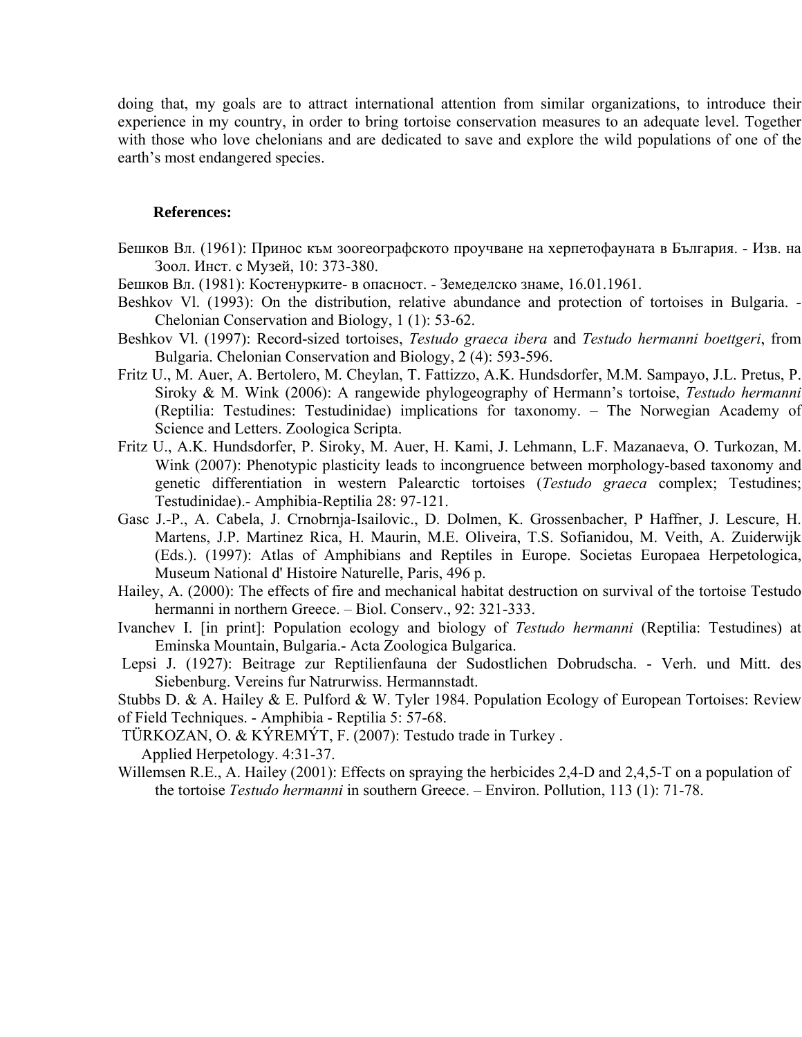doing that, my goals are to attract international attention from similar organizations, to introduce their experience in my country, in order to bring tortoise conservation measures to an adequate level. Together with those who love chelonians and are dedicated to save and explore the wild populations of one of the earth's most endangered species.

**References:**

Бешков Вл. (1961): Принос към зоогеографското проучване на херпетофауната в България. - Изв. на Зоол. Инст. с Музей, 10: 373-380.

Бешков Вл. (1981): Костенурките- в опасност. - Земеделско знаме, 16.01.1961.

Beshkov Vl. (1993): On the distribution, relative abundance and protection of tortoises in Bulgaria. - Chelonian Conservation and Biology, 1 (1): 53-62.

Beshkov Vl. (1997): Record-sized tortoises, *Testudo graeca ibera* and *Testudo hermanni boettgeri*, from Bulgaria. Chelonian Conservation and Biology, 2 (4): 593-596.

Fritz U., M. Auer, A. Bertolero, M. Cheylan, T. Fattizzo, A.K. Hundsdorfer, M.M. Sampayo, J.L. Pretus, P. Siroky & M. Wink (2006): A rangewide phylogeography of Hermann's tortoise, *Testudo hermanni* (Reptilia: Testudines: Testudinidae) implications for taxonomy. – The Norwegian Academy of Science and Letters. Zoologica Scripta.

Fritz U., A.K. Hundsdorfer, P. Siroky, M. Auer, H. Kami, J. Lehmann, L.F. Mazanaeva, O. Turkozan, M. Wink (2007): Phenotypic plasticity leads to incongruence between morphology-based taxonomy and genetic differentiation in western Palearctic tortoises (*Testudo graeca* complex; Testudines; Testudinidae).- Amphibia-Reptilia 28: 97-121.

Gasc J.-P., A. Cabela, J. Crnobrnja-Isailovic., D. Dolmen, K. Grossenbacher, P Haffner, J. Lescure, H. Martens, J.P. Martinez Rica, H. Maurin, M.E. Oliveira, T.S. Sofianidou, M. Veith, A. Zuiderwijk (Eds.). (1997): Atlas of Amphibians and Reptiles in Europe. Societas Europaea Herpetologica, Museum National d' Histoire Naturelle, Paris, 496 p.

Hailey, A. (2000): The effects of fire and mechanical habitat destruction on survival of the tortoise Testudo hermanni in northern Greece. – Biol. Conserv., 92: 321-333.

Ivanchev I. [in print]: Population ecology and biology of *Testudo hermanni* (Reptilia: Testudines) at Eminska Mountain, Bulgaria.- Acta Zoologica Bulgarica.

Lepsi J. (1927): Beitrage zur Reptilienfauna der Sudostlichen Dobrudscha. - Verh. und Mitt. des Siebenburg. Vereins fur Natrurwiss. Hermannstadt.

Stubbs D. & A. Hailey & E. Pulford & W. Tyler 1984. Population Ecology of European Tortoises: Review of Field Techniques. - Amphibia - Reptilia 5: 57-68.

TÜRKOZAN, O. & KÝREMÝT, F. (2007): Testudo trade in Turkey . Applied Herpetology. 4:31-37.

Willemsen R.E., A. Hailey (2001): Effects on spraying the herbicides 2,4-D and 2,4,5-T on a population of the tortoise *Testudo hermanni* in southern Greece. – Environ. Pollution, 113 (1): 71-78.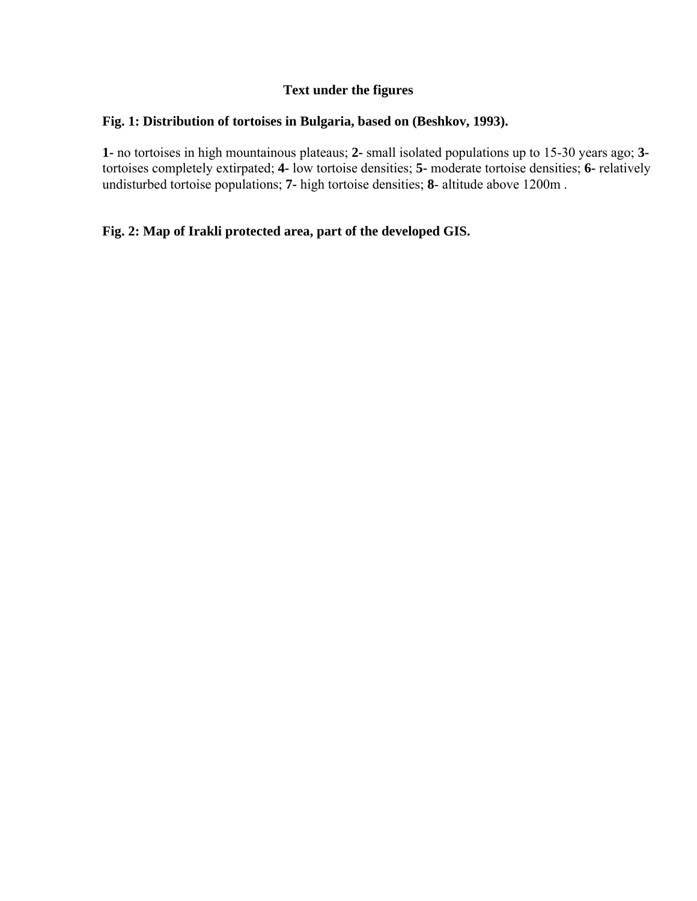## Text under the figures

**Fig. 1: Distribution of tortoises in Bulgaria, based on (Beshkov, 1993).**

**1-** no tortoises in high mountainous plateaus; **2-** small isolated populations up to 15-30 years ago; **3-** tortoises completely extirpated; **4-** low tortoise densities; **5-** moderate tortoise densities; **6-** relatively undisturbed tortoise populations; **7-** high tortoise densities; **8**- altitude above 1200m .

**Fig. 2: Map of Irakli protected area, part of the developed GIS.**